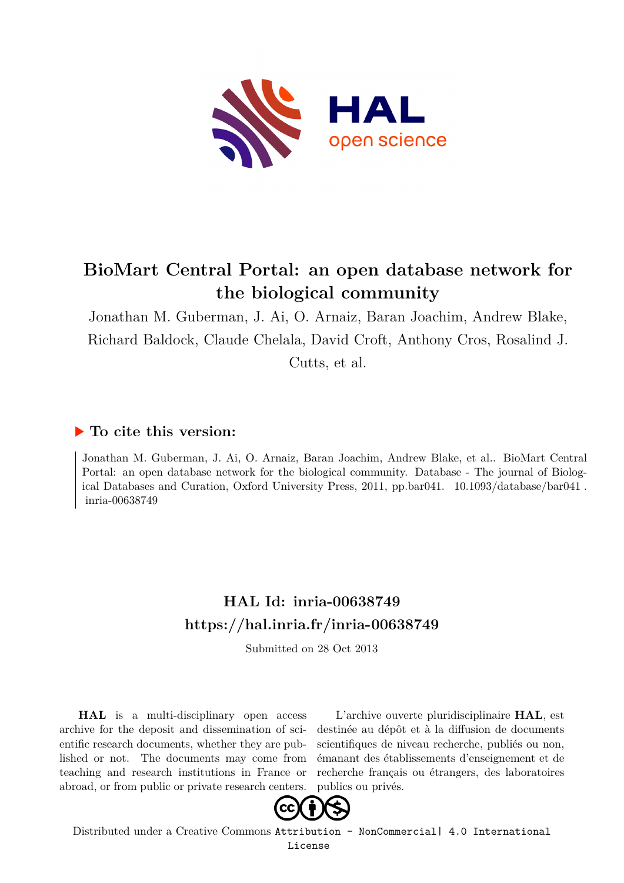# BioMart Central Portal: an open database network for the biological community

Jonathan M. Guberman, J. Ai, O. Arnaiz, Baran Joachim, Andrew Blake, Richard Baldock, Claude Chelala, David Croft, Anthony Cros, Rosalind J. Cutts, et al.

## ▶ To cite this version:

Jonathan M. Guberman, J. Ai, O. Arnaiz, Baran Joachim, Andrew Blake, et al.. BioMart Central Portal: an open database network for the biological community. Database - The journal of Biological Databases and Curation, Oxford University Press, 2011, pp.bar041. 10.1093/database/bar041 . inria-00638749

## HAL Id: inria-00638749
## https://hal.inria.fr/inria-00638749

Submitted on 28 Oct 2013

**HAL** is a multi-disciplinary open access archive for the deposit and dissemination of scientific research documents, whether they are published or not. The documents may come from teaching and research institutions in France or abroad, or from public or private research centers.

L'archive ouverte pluridisciplinaire **HAL**, est destinée au dépôt et à la diffusion de documents scientifiques de niveau recherche, publiés ou non, émanant des établissements d'enseignement et de recherche français ou étrangers, des laboratoires publics ou privés.

Distributed under a Creative Commons Attribution - NonCommercial| 4.0 International License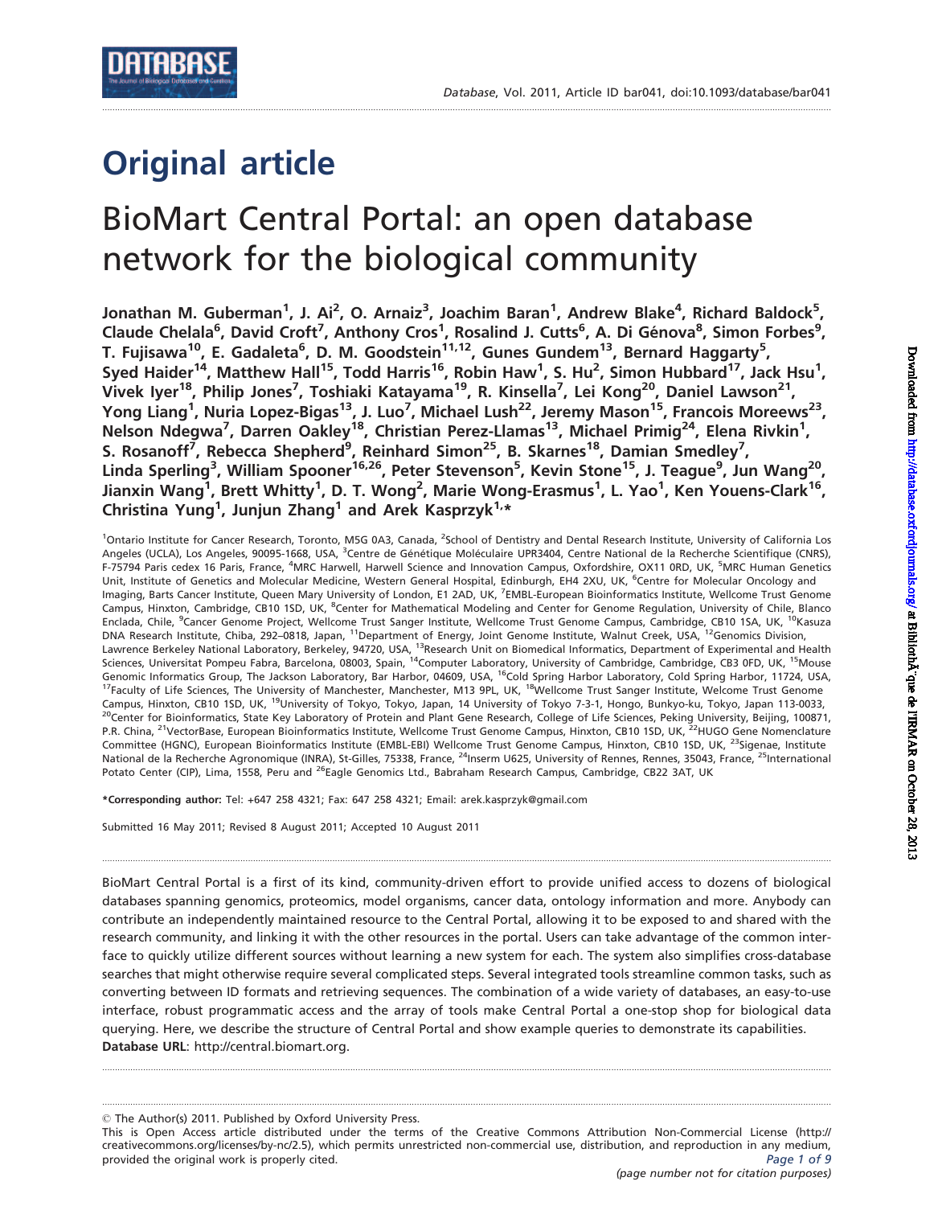# Original article

# BioMart Central Portal: an open database network for the biological community

**Jonathan M. Guberman[1], J. Ai[2], O. Arnaiz[3], Joachim Baran[1], Andrew Blake[4], Richard Baldock[5], Claude Chelala[6], David Croft[7], Anthony Cros[1], Rosalind J. Cutts[6], A. Di Génova[8], Simon Forbes[9], T. Fujisawa[10], E. Gadaleta[6], D. M. Goodstein[11,12], Gunes Gundem[13], Bernard Haggarty[5], Syed Haider[14], Matthew Hall[15], Todd Harris[16], Robin Haw[1], S. Hu[2], Simon Hubbard[17], Jack Hsu[1], Vivek Iyer[18], Philip Jones[7], Toshiaki Katayama[19], R. Kinsella[7], Lei Kong[20], Daniel Lawson[21], Yong Liang[1], Nuria Lopez-Bigas[13], J. Luo[7], Michael Lush[22], Jeremy Mason[15], Francois Moreews[23], Nelson Ndegwa[7], Darren Oakley[18], Christian Perez-Llamas[13], Michael Primig[24], Elena Rivkin[1], S. Rosanoff[7], Rebecca Shepherd[9], Reinhard Simon[25], B. Skarnes[18], Damian Smedley[7], Linda Sperling[3], William Spooner[16,26], Peter Stevenson[5], Kevin Stone[15], J. Teague[9], Jun Wang[20], Jianxin Wang[1], Brett Whitty[1], D. T. Wong[2], Marie Wong-Erasmus[1], L. Yao[1], Ken Youens-Clark[16], Christina Yung[1], Junjun Zhang[1] and Arek Kasprzyk[1,*]**

[1]Ontario Institute for Cancer Research, Toronto, M5G 0A3, Canada, [2]School of Dentistry and Dental Research Institute, University of California Los Angeles (UCLA), Los Angeles, 90095-1668, USA, [3]Centre de Génétique Moléculaire UPR3404, Centre National de la Recherche Scientifique (CNRS), F-75794 Paris cedex 16 Paris, France, [4]MRC Harwell, Harwell Science and Innovation Campus, Oxfordshire, OX11 0RD, UK, [5]MRC Human Genetics Unit, Institute of Genetics and Molecular Medicine, Western General Hospital, Edinburgh, EH4 2XU, UK, [6]Centre for Molecular Oncology and Imaging, Barts Cancer Institute, Queen Mary University of London, E1 2AD, UK, [7]EMBL-European Bioinformatics Institute, Wellcome Trust Genome Campus, Hinxton, Cambridge, CB10 1SD, UK, [8]Center for Mathematical Modeling and Center for Genome Regulation, University of Chile, Blanco Enclada, Chile, [9]Cancer Genome Project, Wellcome Trust Sanger Institute, Wellcome Trust Genome Campus, Cambridge, CB10 1SA, UK, [10]Kasuza DNA Research Institute, Chiba, 292–0818, Japan, [11]Department of Energy, Joint Genome Institute, Walnut Creek, USA, [12]Genomics Division, Lawrence Berkeley National Laboratory, Berkeley, 94720, USA, [13]Research Unit on Biomedical Informatics, Department of Experimental and Health Sciences, Universitat Pompeu Fabra, Barcelona, 08003, Spain, [14]Computer Laboratory, University of Cambridge, Cambridge, CB3 0FD, UK, [15]Mouse Genomic Informatics Group, The Jackson Laboratory, Bar Harbor, 04609, USA, [16]Cold Spring Harbor Laboratory, Cold Spring Harbor, 11724, USA, [17]Faculty of Life Sciences, The University of Manchester, Manchester, M13 9PL, UK, [18]Wellcome Trust Sanger Institute, Welcome Trust Genome Campus, Hinxton, CB10 1SD, UK, [19]University of Tokyo, Tokyo, Japan, 14 University of Tokyo 7-3-1, Hongo, Bunkyo-ku, Tokyo, Japan 113-0033, [20]Center for Bioinformatics, State Key Laboratory of Protein and Plant Gene Research, College of Life Sciences, Peking University, Beijing, 100871, P.R. China, [21]VectorBase, European Bioinformatics Institute, Wellcome Trust Genome Campus, Hinxton, CB10 1SD, UK, [22]HUGO Gene Nomenclature Committee (HGNC), European Bioinformatics Institute (EMBL-EBI) Wellcome Trust Genome Campus, Hinxton, CB10 1SD, UK, [23]Sigenae, Institute National de la Recherche Agronomique (INRA), St-Gilles, 75338, France, [24]Inserm U625, University of Rennes, Rennes, 35043, France, [25]International Potato Center (CIP), Lima, 1558, Peru and [26]Eagle Genomics Ltd., Babraham Research Campus, Cambridge, CB22 3AT, UK

**\*Corresponding author:** Tel: +647 258 4321; Fax: 647 258 4321; Email: arek.kasprzyk@gmail.com

Submitted 16 May 2011; Revised 8 August 2011; Accepted 10 August 2011

BioMart Central Portal is a first of its kind, community-driven effort to provide unified access to dozens of biological databases spanning genomics, proteomics, model organisms, cancer data, ontology information and more. Anybody can contribute an independently maintained resource to the Central Portal, allowing it to be exposed to and shared with the research community, and linking it with the other resources in the portal. Users can take advantage of the common interface to quickly utilize different sources without learning a new system for each. The system also simplifies cross-database searches that might otherwise require several complicated steps. Several integrated tools streamline common tasks, such as converting between ID formats and retrieving sequences. The combination of a wide variety of databases, an easy-to-use interface, robust programmatic access and the array of tools make Central Portal a one-stop shop for biological data querying. Here, we describe the structure of Central Portal and show example queries to demonstrate its capabilities.
**Database URL**: http://central.biomart.org.

© The Author(s) 2011. Published by Oxford University Press.
This is Open Access article distributed under the terms of the Creative Commons Attribution Non-Commercial License (http://creativecommons.org/licenses/by-nc/2.5), which permits unrestricted non-commercial use, distribution, and reproduction in any medium, provided the original work is properly cited.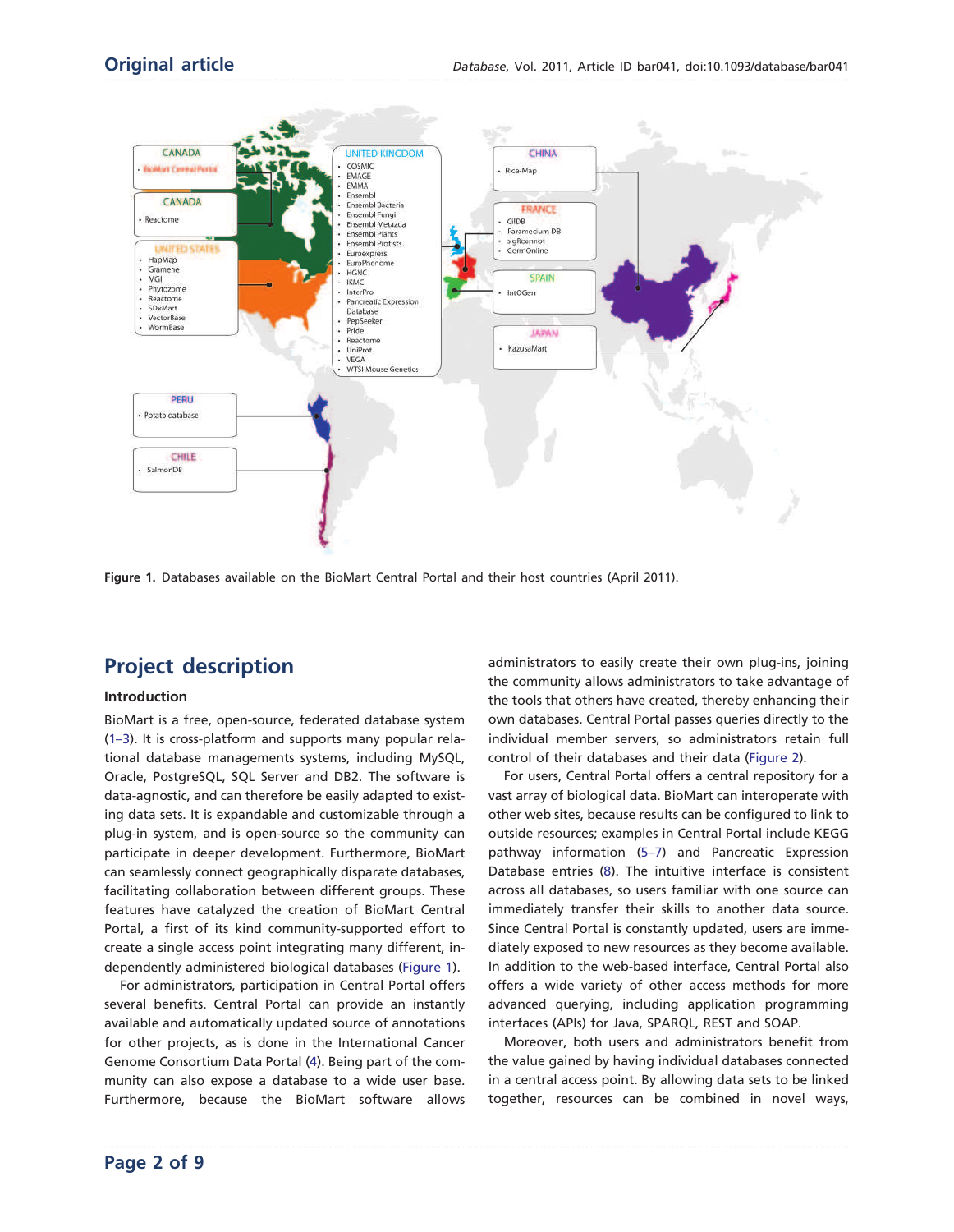CANADA
- BioMart Central Portal

CANADA
- Reactome

UNITED STATES
- HapMap
- Gramene
- MGI
- Phytozome
- Reactome
- SDxMart
- VectorBase
- WormBase

UNITED KINGDOM
- COSMIC
- EMAGE
- EMMA
- Ensembl
- Ensembl Bacteria
- Ensembl Fungi
- Ensembl Metazoa
- Ensembl Plants
- Ensembl Protists
- Euroexpress
- EuroPhenome
- HGNC
- IKMC
- InterPro
- Pancreatic Expression Database
- PepSeeker
- Pride
- Reactome
- UniProt
- VEGA
- WTSI Mouse Genetics

CHINA
- Rice-Map

FRANCE
- CIIDB
- Paramecium DB
- sigReannot
- GermOnline

SPAIN
- IntOGen

JAPAN
- KazusaMart

PERU
- Potato database

CHILE
- SalmonDB

**Figure 1.** Databases available on the BioMart Central Portal and their host countries (April 2011).

## Project description

### Introduction

BioMart is a free, open-source, federated database system (1–3). It is cross-platform and supports many popular relational database managements systems, including MySQL, Oracle, PostgreSQL, SQL Server and DB2. The software is data-agnostic, and can therefore be easily adapted to existing data sets. It is expandable and customizable through a plug-in system, and is open-source so the community can participate in deeper development. Furthermore, BioMart can seamlessly connect geographically disparate databases, facilitating collaboration between different groups. These features have catalyzed the creation of BioMart Central Portal, a first of its kind community-supported effort to create a single access point integrating many different, independently administered biological databases (Figure 1).

For administrators, participation in Central Portal offers several benefits. Central Portal can provide an instantly available and automatically updated source of annotations for other projects, as is done in the International Cancer Genome Consortium Data Portal (4). Being part of the community can also expose a database to a wide user base. Furthermore, because the BioMart software allows administrators to easily create their own plug-ins, joining the community allows administrators to take advantage of the tools that others have created, thereby enhancing their own databases. Central Portal passes queries directly to the individual member servers, so administrators retain full control of their databases and their data (Figure 2).

For users, Central Portal offers a central repository for a vast array of biological data. BioMart can interoperate with other web sites, because results can be configured to link to outside resources; examples in Central Portal include KEGG pathway information (5–7) and Pancreatic Expression Database entries (8). The intuitive interface is consistent across all databases, so users familiar with one source can immediately transfer their skills to another data source. Since Central Portal is constantly updated, users are immediately exposed to new resources as they become available. In addition to the web-based interface, Central Portal also offers a wide variety of other access methods for more advanced querying, including application programming interfaces (APIs) for Java, SPARQL, REST and SOAP.

Moreover, both users and administrators benefit from the value gained by having individual databases connected in a central access point. By allowing data sets to be linked together, resources can be combined in novel ways,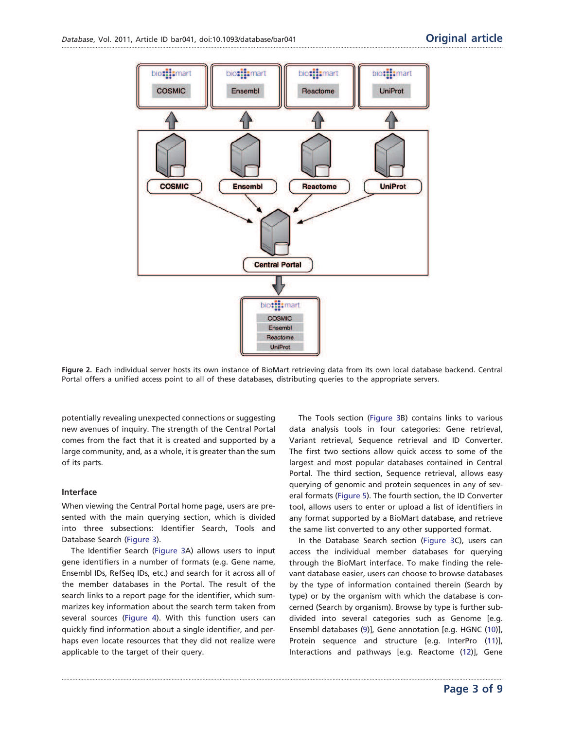**Figure 2.** Each individual server hosts its own instance of BioMart retrieving data from its own local database backend. Central Portal offers a unified access point to all of these databases, distributing queries to the appropriate servers.

potentially revealing unexpected connections or suggesting new avenues of inquiry. The strength of the Central Portal comes from the fact that it is created and supported by a large community, and, as a whole, it is greater than the sum of its parts.

### Interface

When viewing the Central Portal home page, users are presented with the main querying section, which is divided into three subsections: Identifier Search, Tools and Database Search (Figure 3).

The Identifier Search (Figure 3A) allows users to input gene identifiers in a number of formats (e.g. Gene name, Ensembl IDs, RefSeq IDs, etc.) and search for it across all of the member databases in the Portal. The result of the search links to a report page for the identifier, which summarizes key information about the search term taken from several sources (Figure 4). With this function users can quickly find information about a single identifier, and perhaps even locate resources that they did not realize were applicable to the target of their query.

The Tools section (Figure 3B) contains links to various data analysis tools in four categories: Gene retrieval, Variant retrieval, Sequence retrieval and ID Converter. The first two sections allow quick access to some of the largest and most popular databases contained in Central Portal. The third section, Sequence retrieval, allows easy querying of genomic and protein sequences in any of several formats (Figure 5). The fourth section, the ID Converter tool, allows users to enter or upload a list of identifiers in any format supported by a BioMart database, and retrieve the same list converted to any other supported format.

In the Database Search section (Figure 3C), users can access the individual member databases for querying through the BioMart interface. To make finding the relevant database easier, users can choose to browse databases by the type of information contained therein (Search by type) or by the organism with which the database is concerned (Search by organism). Browse by type is further subdivided into several categories such as Genome [e.g. Ensembl databases (9)], Gene annotation [e.g. HGNC (10)], Protein sequence and structure [e.g. InterPro (11)], Interactions and pathways [e.g. Reactome (12)], Gene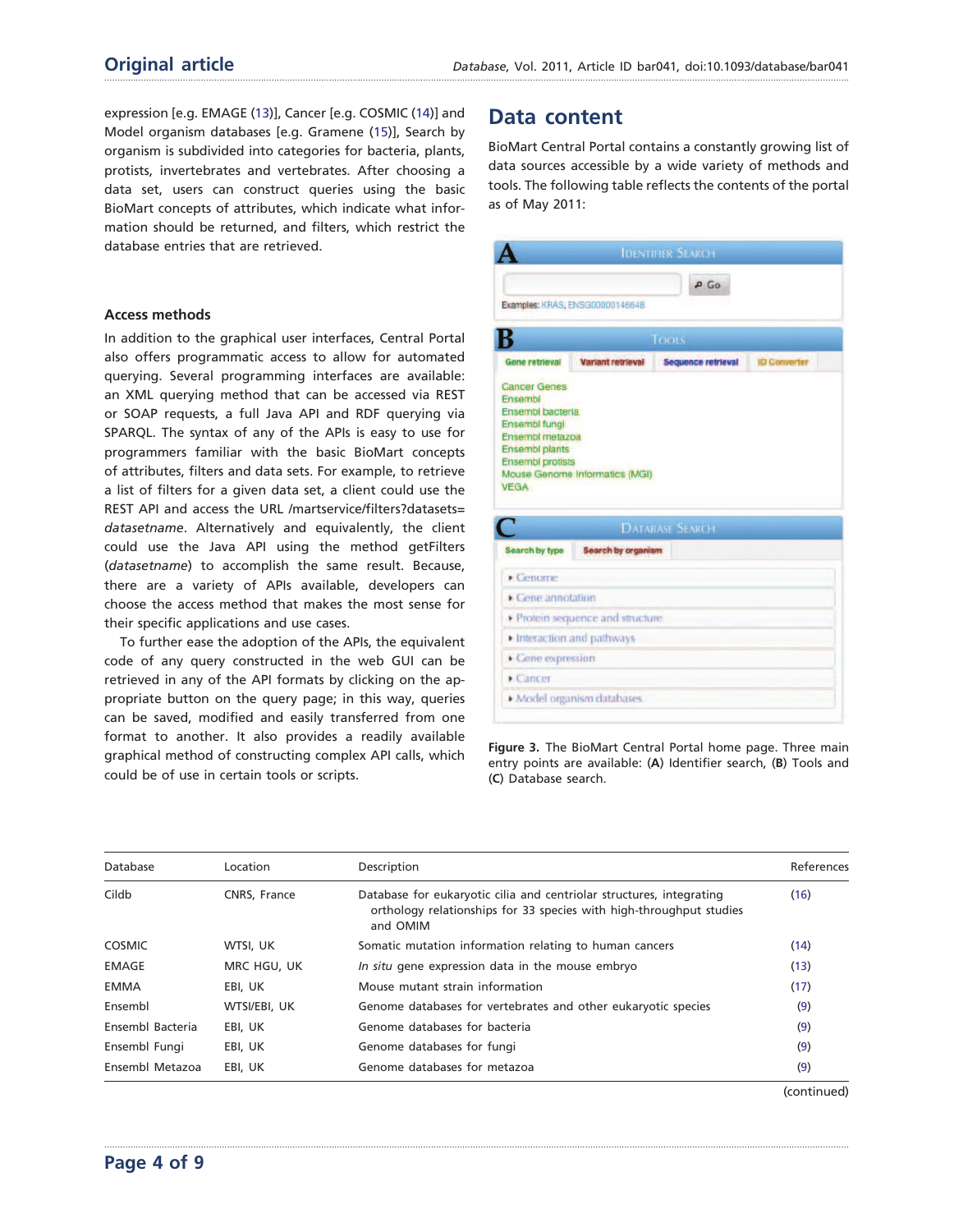expression [e.g. EMAGE (13)], Cancer [e.g. COSMIC (14)] and Model organism databases [e.g. Gramene (15)], Search by organism is subdivided into categories for bacteria, plants, protists, invertebrates and vertebrates. After choosing a data set, users can construct queries using the basic BioMart concepts of attributes, which indicate what information should be returned, and filters, which restrict the database entries that are retrieved.

### Access methods

In addition to the graphical user interfaces, Central Portal also offers programmatic access to allow for automated querying. Several programming interfaces are available: an XML querying method that can be accessed via REST or SOAP requests, a full Java API and RDF querying via SPARQL. The syntax of any of the APIs is easy to use for programmers familiar with the basic BioMart concepts of attributes, filters and data sets. For example, to retrieve a list of filters for a given data set, a client could use the REST API and access the URL /martservice/filters?datasets=*datasetname*. Alternatively and equivalently, the client could use the Java API using the method getFilters (*datasetname*) to accomplish the same result. Because, there are a variety of APIs available, developers can choose the access method that makes the most sense for their specific applications and use cases.

To further ease the adoption of the APIs, the equivalent code of any query constructed in the web GUI can be retrieved in any of the API formats by clicking on the appropriate button on the query page; in this way, queries can be saved, modified and easily transferred from one format to another. It also provides a readily available graphical method of constructing complex API calls, which could be of use in certain tools or scripts.

## Data content

BioMart Central Portal contains a constantly growing list of data sources accessible by a wide variety of methods and tools. The following table reflects the contents of the portal as of May 2011:

A
IDENTIFIER SEARCH
Go
Examples: KRAS, ENSG00000146648

B
TOOLS
Gene retrieval
Variant retrieval
Sequence retrieval
ID Converter
Cancer Genes
Ensembl
Ensembl bacteria
Ensembl fungi
Ensembl metazoa
Ensembl plants
Ensembl protists
Mouse Genome Informatics (MGI)
VEGA

C
DATABASE SEARCH
Search by type
Search by organism
Genome
Gene annotation
Protein sequence and structure
Interaction and pathways
Gene expression
Cancer
Model organism databases

**Figure 3.** The BioMart Central Portal home page. Three main entry points are available: (**A**) Identifier search, (**B**) Tools and (**C**) Database search.

| Database | Location | Description | References |
|---|---|---|---|
| Cildb | CNRS, France | Database for eukaryotic cilia and centriolar structures, integrating orthology relationships for 33 species with high-throughput studies and OMIM | (16) |
| COSMIC | WTSI, UK | Somatic mutation information relating to human cancers | (14) |
| EMAGE | MRC HGU, UK | *In situ* gene expression data in the mouse embryo | (13) |
| EMMA | EBI, UK | Mouse mutant strain information | (17) |
| Ensembl | WTSI/EBI, UK | Genome databases for vertebrates and other eukaryotic species | (9) |
| Ensembl Bacteria | EBI, UK | Genome databases for bacteria | (9) |
| Ensembl Fungi | EBI, UK | Genome databases for fungi | (9) |
| Ensembl Metazoa | EBI, UK | Genome databases for metazoa | (9) |

(continued)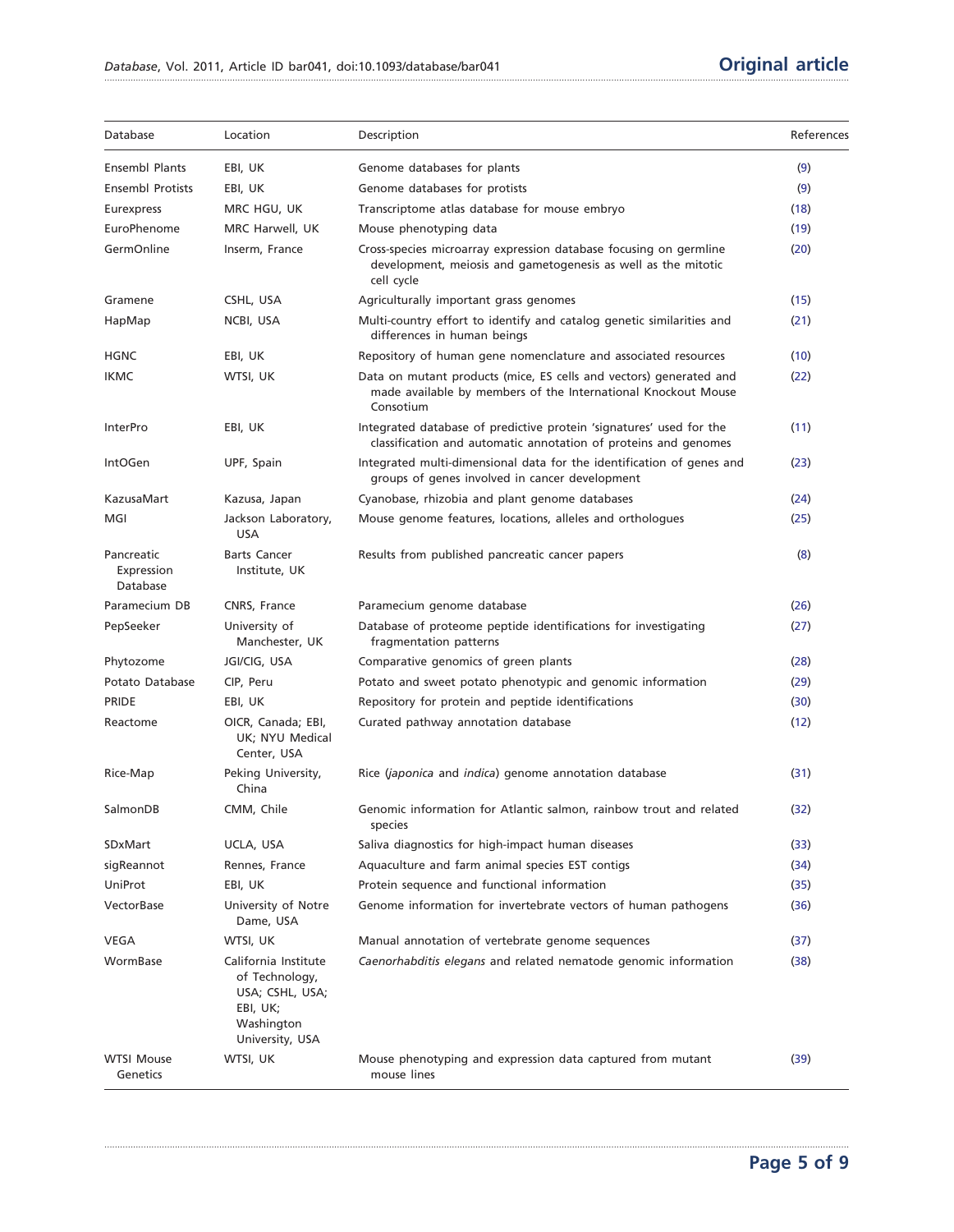| Database | Location | Description | References |
| --- | --- | --- | --- |
| Ensembl Plants | EBI, UK | Genome databases for plants | (9) |
| Ensembl Protists | EBI, UK | Genome databases for protists | (9) |
| Eurexpress | MRC HGU, UK | Transcriptome atlas database for mouse embryo | (18) |
| EuroPhenome | MRC Harwell, UK | Mouse phenotyping data | (19) |
| GermOnline | Inserm, France | Cross-species microarray expression database focusing on germline development, meiosis and gametogenesis as well as the mitotic cell cycle | (20) |
| Gramene | CSHL, USA | Agriculturally important grass genomes | (15) |
| HapMap | NCBI, USA | Multi-country effort to identify and catalog genetic similarities and differences in human beings | (21) |
| HGNC | EBI, UK | Repository of human gene nomenclature and associated resources | (10) |
| IKMC | WTSI, UK | Data on mutant products (mice, ES cells and vectors) generated and made available by members of the International Knockout Mouse Consotium | (22) |
| InterPro | EBI, UK | Integrated database of predictive protein 'signatures' used for the classification and automatic annotation of proteins and genomes | (11) |
| IntOGen | UPF, Spain | Integrated multi-dimensional data for the identification of genes and groups of genes involved in cancer development | (23) |
| KazusaMart | Kazusa, Japan | Cyanobase, rhizobia and plant genome databases | (24) |
| MGI | Jackson Laboratory, USA | Mouse genome features, locations, alleles and orthologues | (25) |
| Pancreatic Expression Database | Barts Cancer Institute, UK | Results from published pancreatic cancer papers | (8) |
| Paramecium DB | CNRS, France | Paramecium genome database | (26) |
| PepSeeker | University of Manchester, UK | Database of proteome peptide identifications for investigating fragmentation patterns | (27) |
| Phytozome | JGI/CIG, USA | Comparative genomics of green plants | (28) |
| Potato Database | CIP, Peru | Potato and sweet potato phenotypic and genomic information | (29) |
| PRIDE | EBI, UK | Repository for protein and peptide identifications | (30) |
| Reactome | OICR, Canada; EBI, UK; NYU Medical Center, USA | Curated pathway annotation database | (12) |
| Rice-Map | Peking University, China | Rice (*japonica* and *indica*) genome annotation database | (31) |
| SalmonDB | CMM, Chile | Genomic information for Atlantic salmon, rainbow trout and related species | (32) |
| SDxMart | UCLA, USA | Saliva diagnostics for high-impact human diseases | (33) |
| sigReannot | Rennes, France | Aquaculture and farm animal species EST contigs | (34) |
| UniProt | EBI, UK | Protein sequence and functional information | (35) |
| VectorBase | University of Notre Dame, USA | Genome information for invertebrate vectors of human pathogens | (36) |
| VEGA | WTSI, UK | Manual annotation of vertebrate genome sequences | (37) |
| WormBase | California Institute of Technology, USA; CSHL, USA; EBI, UK; Washington University, USA | *Caenorhabditis elegans* and related nematode genomic information | (38) |
| WTSI Mouse Genetics | WTSI, UK | Mouse phenotyping and expression data captured from mutant mouse lines | (39) |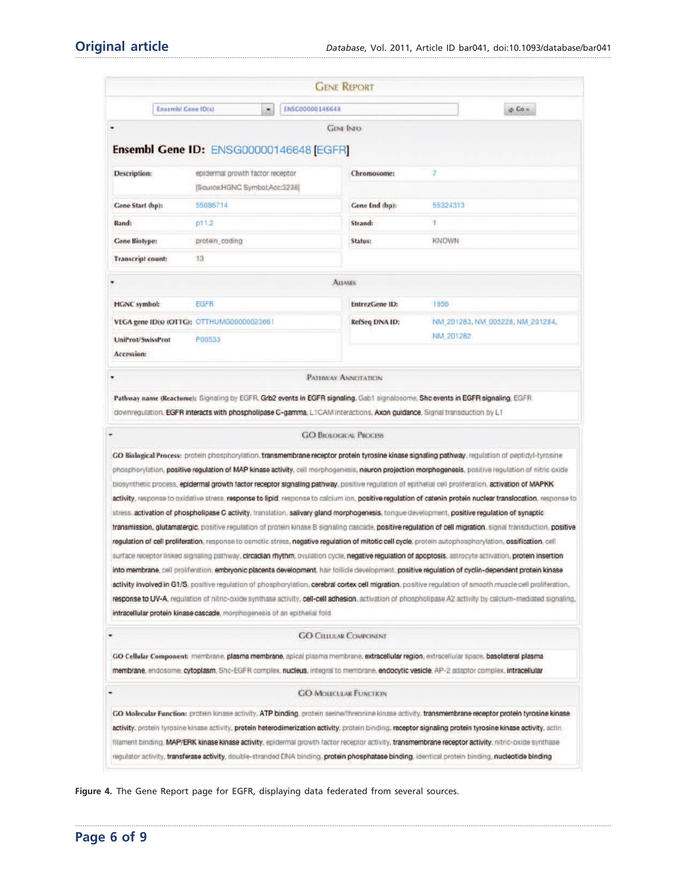**Gene Report**

Ensembl Gene ID(s) | ENSG00000146648 | Go »

**Gene Info**

## Ensembl Gene ID: ENSG00000146648 [EGFR]

| | | | |
|---|---|---|---|
| **Description:** | epidermal growth factor receptor [Source:HGNC Symbol;Acc:3236] | **Chromosome:** | 7 |
| **Gene Start (bp):** | 55086714 | **Gene End (bp):** | 55324313 |
| **Band:** | p11.2 | **Strand:** | 1 |
| **Gene Biotype:** | protein_coding | **Status:** | KNOWN |
| **Transcript count:** | 13 | | |

**Aliases**

| | | | |
|---|---|---|---|
| **HGNC symbol:** | EGFR | **EntrezGene ID:** | 1956 |
| **VEGA gene ID(s) (OTTG):** | OTTHUMG00000023661 | **RefSeq DNA ID:** | NM_201283, NM_005228, NM_201284, NM_201282 |
| **UniProt/SwissProt Accession:** | P00533 | | |

**Pathway Annotation**

**Pathway name (Reactome):** Signaling by EGFR, Grb2 events in EGFR signaling, Gab1 signalosome, Shc events in EGFR signaling, EGFR downregulation, EGFR interacts with phospholipase C-gamma, L1CAM interactions, Axon guidance, Signal transduction by L1

**GO Biological Process**

**GO Biological Process:** protein phosphorylation, transmembrane receptor protein tyrosine kinase signaling pathway, regulation of peptidyl-tyrosine phosphorylation, positive regulation of MAP kinase activity, cell morphogenesis, neuron projection morphogenesis, positive regulation of nitric oxide biosynthetic process, epidermal growth factor receptor signaling pathway, positive regulation of epithelial cell proliferation, activation of MAPKK activity, response to oxidative stress, response to lipid, response to calcium ion, positive regulation of catenin protein nuclear translocation, response to stress, activation of phospholipase C activity, translation, salivary gland morphogenesis, tongue development, positive regulation of synaptic transmission, glutamatergic, positive regulation of protein kinase B signaling cascade, positive regulation of cell migration, signal transduction, positive regulation of cell proliferation, response to osmotic stress, negative regulation of mitotic cell cycle, protein autophosphorylation, ossification, cell surface receptor linked signaling pathway, circadian rhythm, ovulation cycle, negative regulation of apoptosis, astrocyte activation, protein insertion into membrane, cell proliferation, embryonic placenta development, hair follicle development, positive regulation of cyclin-dependent protein kinase activity involved in G1/S, positive regulation of phosphorylation, cerebral cortex cell migration, positive regulation of smooth muscle cell proliferation, response to UV-A, regulation of nitric-oxide synthase activity, cell-cell adhesion, activation of phospholipase A2 activity by calcium-mediated signaling, intracellular protein kinase cascade, morphogenesis of an epithelial fold

**GO Cellular Component**

**GO Cellular Component:** membrane, plasma membrane, apical plasma membrane, extracellular region, extracellular space, basolateral plasma membrane, endosome, cytoplasm, Shc-EGFR complex, nucleus, integral to membrane, endocytic vesicle, AP-2 adaptor complex, intracellular

**GO Molecular Function**

**GO Molecular Function:** protein kinase activity, ATP binding, protein serine/threonine kinase activity, transmembrane receptor protein tyrosine kinase activity, protein tyrosine kinase activity, protein heterodimerization activity, protein binding, receptor signaling protein tyrosine kinase activity, actin filament binding, MAP/ERK kinase kinase activity, epidermal growth factor receptor activity, transmembrane receptor activity, nitric-oxide synthase regulator activity, transferase activity, double-stranded DNA binding, protein phosphatase binding, identical protein binding, nucleotide binding

**Figure 4.** The Gene Report page for EGFR, displaying data federated from several sources.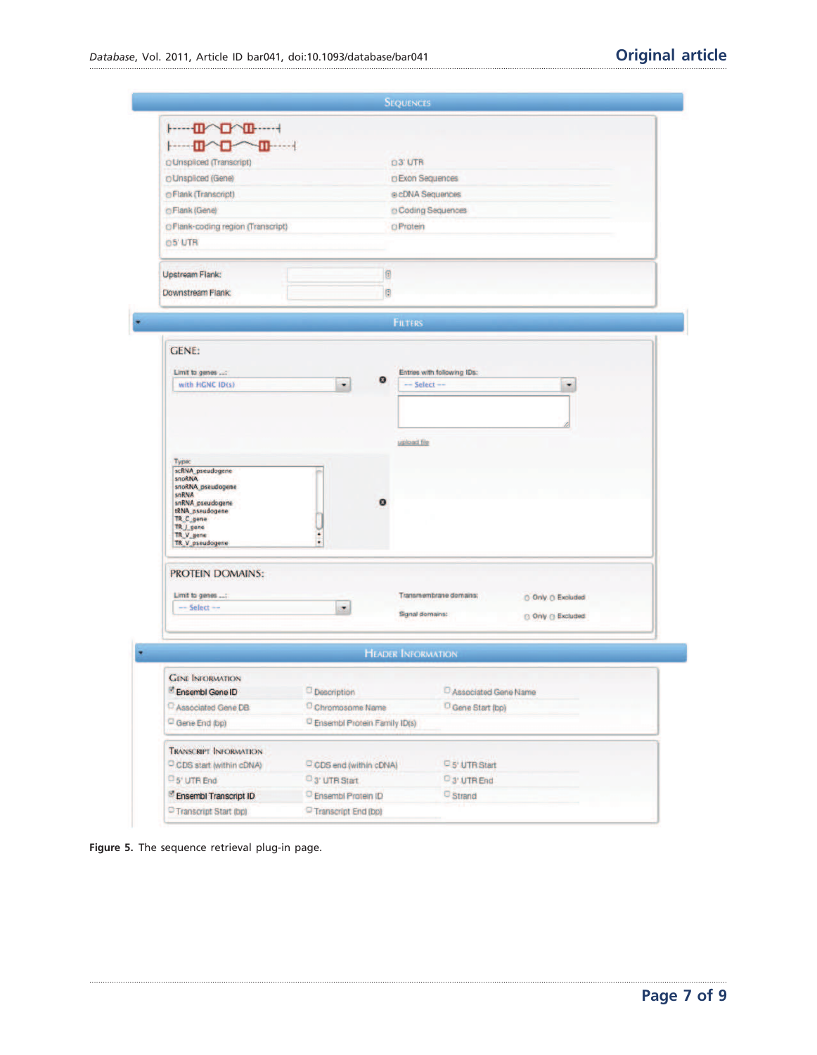Figure 5. The sequence retrieval plug-in page.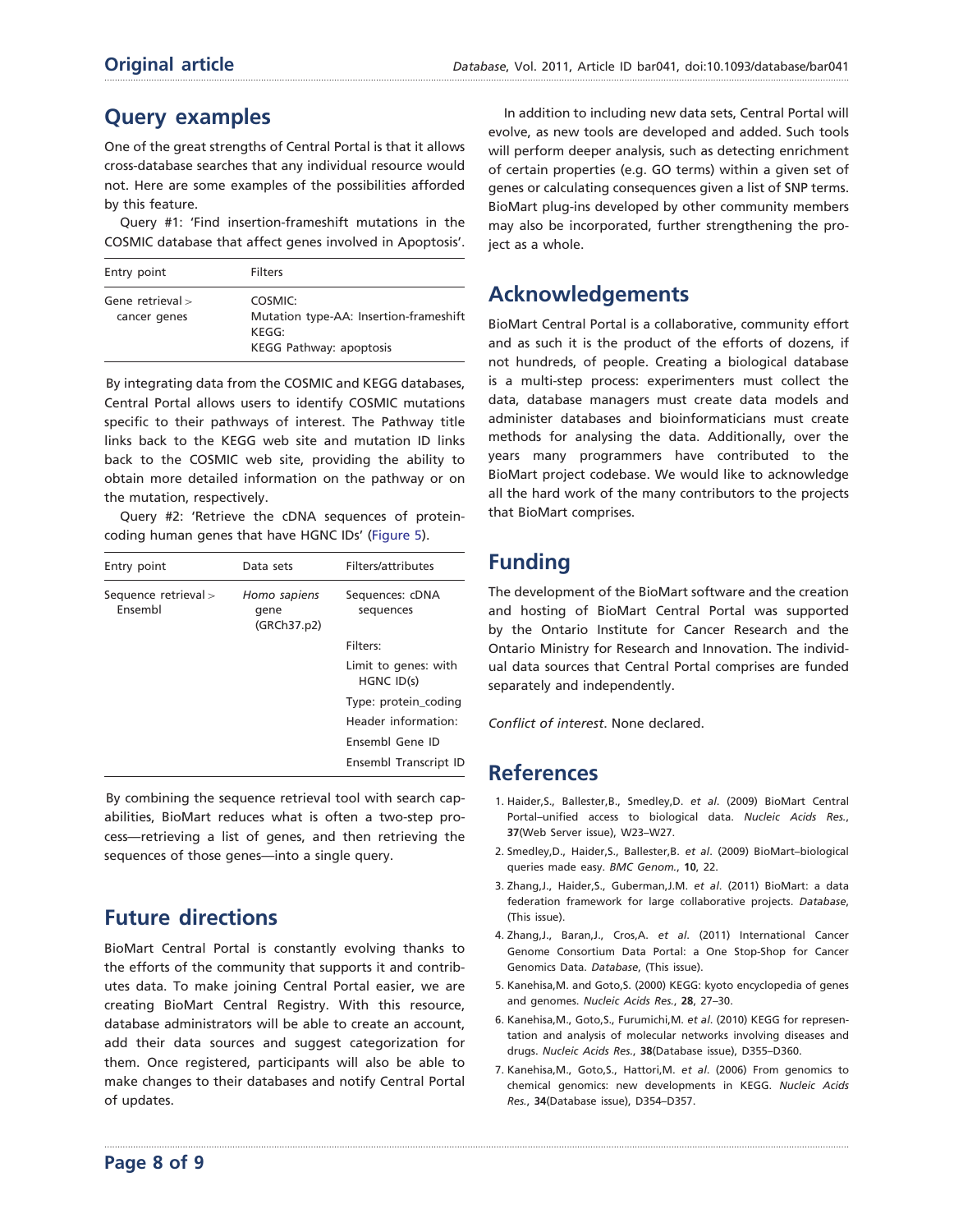## Query examples

One of the great strengths of Central Portal is that it allows cross-database searches that any individual resource would not. Here are some examples of the possibilities afforded by this feature.

Query #1: 'Find insertion-frameshift mutations in the COSMIC database that affect genes involved in Apoptosis'.

| Entry point | Filters |
|---|---|
| Gene retrieval > cancer genes | COSMIC: Mutation type-AA: Insertion-frameshift KEGG: KEGG Pathway: apoptosis |

By integrating data from the COSMIC and KEGG databases, Central Portal allows users to identify COSMIC mutations specific to their pathways of interest. The Pathway title links back to the KEGG web site and mutation ID links back to the COSMIC web site, providing the ability to obtain more detailed information on the pathway or on the mutation, respectively.

Query #2: 'Retrieve the cDNA sequences of protein-coding human genes that have HGNC IDs' (Figure 5).

| Entry point | Data sets | Filters/attributes |
|---|---|---|
| Sequence retrieval > Ensembl | *Homo sapiens* gene (GRCh37.p2) | Sequences: cDNA sequences |
| | | Filters: |
| | | Limit to genes: with HGNC ID(s) |
| | | Type: protein_coding |
| | | Header information: |
| | | Ensembl Gene ID |
| | | Ensembl Transcript ID |

By combining the sequence retrieval tool with search capabilities, BioMart reduces what is often a two-step process—retrieving a list of genes, and then retrieving the sequences of those genes—into a single query.

## Future directions

BioMart Central Portal is constantly evolving thanks to the efforts of the community that supports it and contributes data. To make joining Central Portal easier, we are creating BioMart Central Registry. With this resource, database administrators will be able to create an account, add their data sources and suggest categorization for them. Once registered, participants will also be able to make changes to their databases and notify Central Portal of updates.

In addition to including new data sets, Central Portal will evolve, as new tools are developed and added. Such tools will perform deeper analysis, such as detecting enrichment of certain properties (e.g. GO terms) within a given set of genes or calculating consequences given a list of SNP terms. BioMart plug-ins developed by other community members may also be incorporated, further strengthening the project as a whole.

## Acknowledgements

BioMart Central Portal is a collaborative, community effort and as such it is the product of the efforts of dozens, if not hundreds, of people. Creating a biological database is a multi-step process: experimenters must collect the data, database managers must create data models and administer databases and bioinformaticians must create methods for analysing the data. Additionally, over the years many programmers have contributed to the BioMart project codebase. We would like to acknowledge all the hard work of the many contributors to the projects that BioMart comprises.

## Funding

The development of the BioMart software and the creation and hosting of BioMart Central Portal was supported by the Ontario Institute for Cancer Research and the Ontario Ministry for Research and Innovation. The individual data sources that Central Portal comprises are funded separately and independently.

*Conflict of interest*. None declared.

## References

1. Haider,S., Ballester,B., Smedley,D. *et al*. (2009) BioMart Central Portal–unified access to biological data. *Nucleic Acids Res.*, **37**(Web Server issue), W23–W27.
2. Smedley,D., Haider,S., Ballester,B. *et al*. (2009) BioMart–biological queries made easy. *BMC Genom.*, **10**, 22.
3. Zhang,J., Haider,S., Guberman,J.M. *et al*. (2011) BioMart: a data federation framework for large collaborative projects. *Database*, (This issue).
4. Zhang,J., Baran,J., Cros,A. *et al*. (2011) International Cancer Genome Consortium Data Portal: a One Stop-Shop for Cancer Genomics Data. *Database*, (This issue).
5. Kanehisa,M. and Goto,S. (2000) KEGG: kyoto encyclopedia of genes and genomes. *Nucleic Acids Res.*, **28**, 27–30.
6. Kanehisa,M., Goto,S., Furumichi,M. *et al*. (2010) KEGG for representation and analysis of molecular networks involving diseases and drugs. *Nucleic Acids Res.*, **38**(Database issue), D355–D360.
7. Kanehisa,M., Goto,S., Hattori,M. *et al*. (2006) From genomics to chemical genomics: new developments in KEGG. *Nucleic Acids Res.*, **34**(Database issue), D354–D357.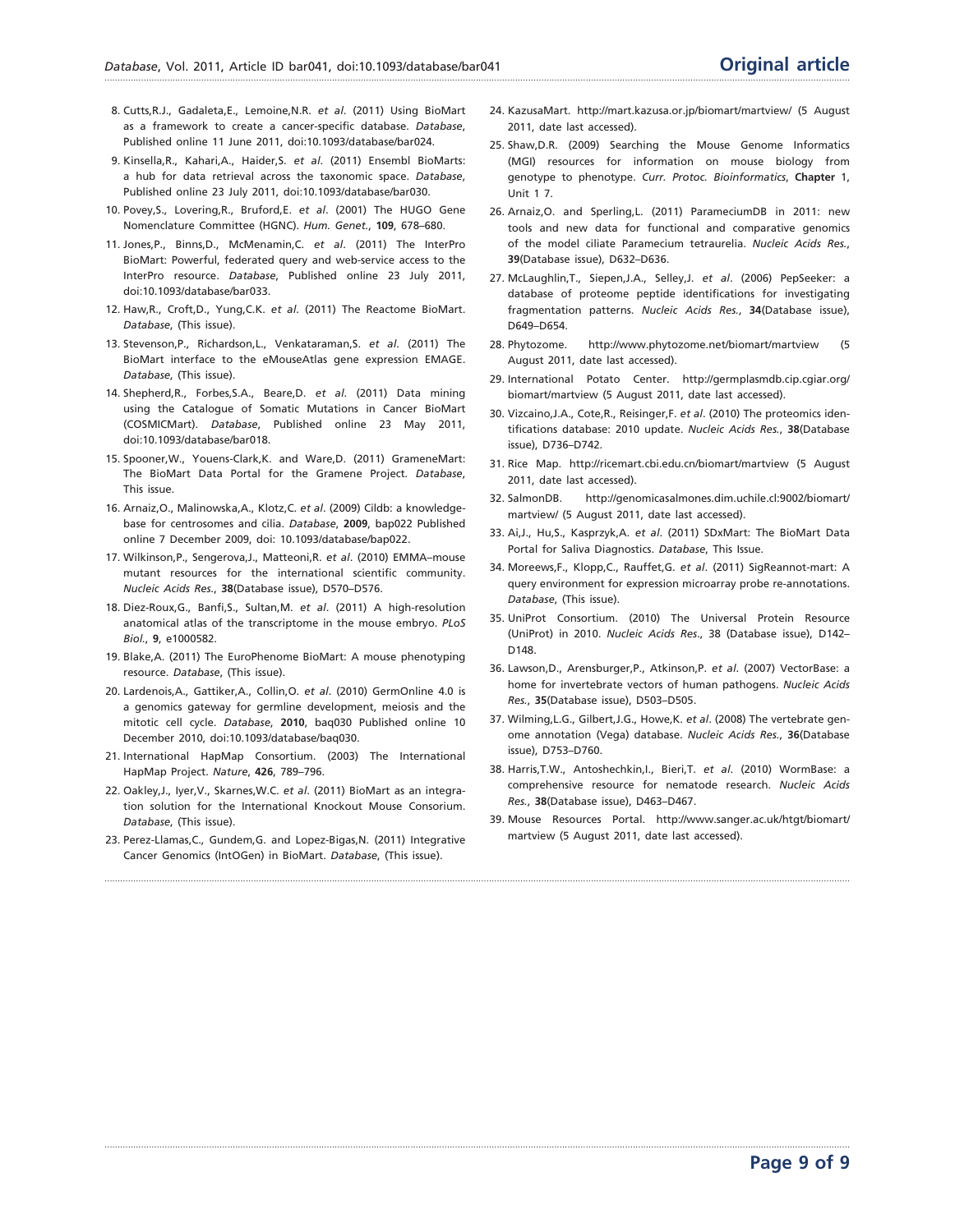8. Cutts,R.J., Gadaleta,E., Lemoine,N.R. *et al*. (2011) Using BioMart as a framework to create a cancer-specific database. *Database*, Published online 11 June 2011, doi:10.1093/database/bar024.
9. Kinsella,R., Kahari,A., Haider,S. *et al*. (2011) Ensembl BioMarts: a hub for data retrieval across the taxonomic space. *Database*, Published online 23 July 2011, doi:10.1093/database/bar030.
10. Povey,S., Lovering,R., Bruford,E. *et al*. (2001) The HUGO Gene Nomenclature Committee (HGNC). *Hum. Genet.*, **109**, 678–680.
11. Jones,P., Binns,D., McMenamin,C. *et al*. (2011) The InterPro BioMart: Powerful, federated query and web-service access to the InterPro resource. *Database*, Published online 23 July 2011, doi:10.1093/database/bar033.
12. Haw,R., Croft,D., Yung,C.K. *et al*. (2011) The Reactome BioMart. *Database*, (This issue).
13. Stevenson,P., Richardson,L., Venkataraman,S. *et al*. (2011) The BioMart interface to the eMouseAtlas gene expression EMAGE. *Database*, (This issue).
14. Shepherd,R., Forbes,S.A., Beare,D. *et al*. (2011) Data mining using the Catalogue of Somatic Mutations in Cancer BioMart (COSMICMart). *Database*, Published online 23 May 2011, doi:10.1093/database/bar018.
15. Spooner,W., Youens-Clark,K. and Ware,D. (2011) GrameneMart: The BioMart Data Portal for the Gramene Project. *Database*, This issue.
16. Arnaiz,O., Malinowska,A., Klotz,C. *et al*. (2009) Cildb: a knowledgebase for centrosomes and cilia. *Database*, **2009**, bap022 Published online 7 December 2009, doi: 10.1093/database/bap022.
17. Wilkinson,P., Sengerova,J., Matteoni,R. *et al*. (2010) EMMA–mouse mutant resources for the international scientific community. *Nucleic Acids Res.*, **38**(Database issue), D570–D576.
18. Diez-Roux,G., Banfi,S., Sultan,M. *et al*. (2011) A high-resolution anatomical atlas of the transcriptome in the mouse embryo. *PLoS Biol.*, **9**, e1000582.
19. Blake,A. (2011) The EuroPhenome BioMart: A mouse phenotyping resource. *Database*, (This issue).
20. Lardenois,A., Gattiker,A., Collin,O. *et al*. (2010) GermOnline 4.0 is a genomics gateway for germline development, meiosis and the mitotic cell cycle. *Database*, **2010**, baq030 Published online 10 December 2010, doi:10.1093/database/baq030.
21. International HapMap Consortium. (2003) The International HapMap Project. *Nature*, **426**, 789–796.
22. Oakley,J., Iyer,V., Skarnes,W.C. *et al*. (2011) BioMart as an integration solution for the International Knockout Mouse Consorium. *Database*, (This issue).
23. Perez-Llamas,C., Gundem,G. and Lopez-Bigas,N. (2011) Integrative Cancer Genomics (IntOGen) in BioMart. *Database*, (This issue).
24. KazusaMart. http://mart.kazusa.or.jp/biomart/martview/ (5 August 2011, date last accessed).
25. Shaw,D.R. (2009) Searching the Mouse Genome Informatics (MGI) resources for information on mouse biology from genotype to phenotype. *Curr. Protoc. Bioinformatics*, **Chapter** 1, Unit 1 7.
26. Arnaiz,O. and Sperling,L. (2011) ParameciumDB in 2011: new tools and new data for functional and comparative genomics of the model ciliate Paramecium tetraurelia. *Nucleic Acids Res.*, **39**(Database issue), D632–D636.
27. McLaughlin,T., Siepen,J.A., Selley,J. *et al*. (2006) PepSeeker: a database of proteome peptide identifications for investigating fragmentation patterns. *Nucleic Acids Res.*, **34**(Database issue), D649–D654.
28. Phytozome. http://www.phytozome.net/biomart/martview (5 August 2011, date last accessed).
29. International Potato Center. http://germplasmdb.cip.cgiar.org/biomart/martview (5 August 2011, date last accessed).
30. Vizcaino,J.A., Cote,R., Reisinger,F. *et al*. (2010) The proteomics identifications database: 2010 update. *Nucleic Acids Res.*, **38**(Database issue), D736–D742.
31. Rice Map. http://ricemart.cbi.edu.cn/biomart/martview (5 August 2011, date last accessed).
32. SalmonDB. http://genomicasalmones.dim.uchile.cl:9002/biomart/martview/ (5 August 2011, date last accessed).
33. Ai,J., Hu,S., Kasprzyk,A. *et al*. (2011) SDxMart: The BioMart Data Portal for Saliva Diagnostics. *Database*, This Issue.
34. Moreews,F., Klopp,C., Rauffet,G. *et al*. (2011) SigReannot-mart: A query environment for expression microarray probe re-annotations. *Database*, (This issue).
35. UniProt Consortium. (2010) The Universal Protein Resource (UniProt) in 2010. *Nucleic Acids Res*., 38 (Database issue), D142–D148.
36. Lawson,D., Arensburger,P., Atkinson,P. *et al*. (2007) VectorBase: a home for invertebrate vectors of human pathogens. *Nucleic Acids Res.*, **35**(Database issue), D503–D505.
37. Wilming,L.G., Gilbert,J.G., Howe,K. *et al*. (2008) The vertebrate genome annotation (Vega) database. *Nucleic Acids Res.*, **36**(Database issue), D753–D760.
38. Harris,T.W., Antoshechkin,I., Bieri,T. *et al*. (2010) WormBase: a comprehensive resource for nematode research. *Nucleic Acids Res.*, **38**(Database issue), D463–D467.
39. Mouse Resources Portal. http://www.sanger.ac.uk/htgt/biomart/martview (5 August 2011, date last accessed).